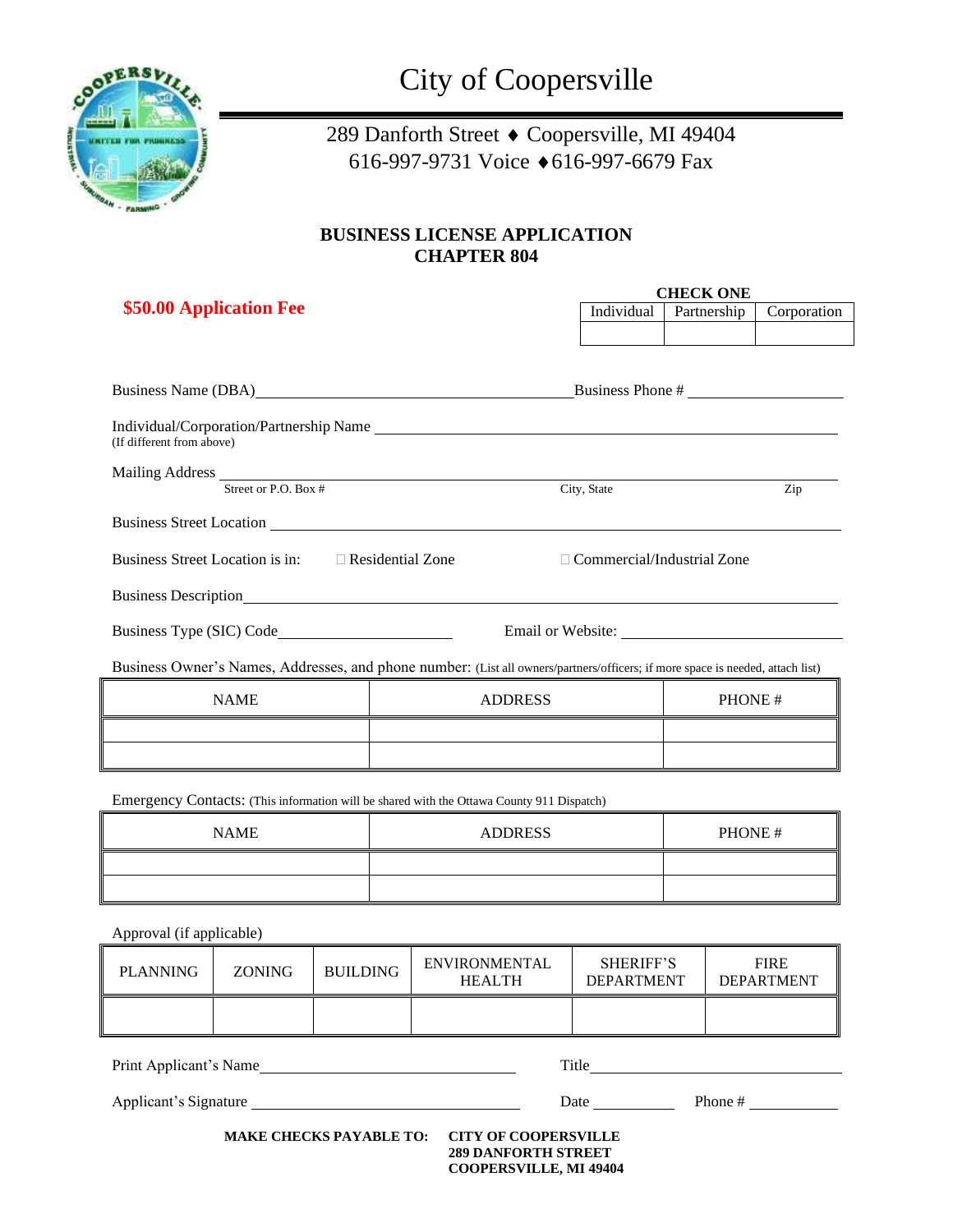# City of Coopersville

289 Danforth Street ♦ Coopersville, MI 49404
616-997-9731 Voice ♦ 616-997-6679 Fax

## BUSINESS LICENSE APPLICATION
## CHAPTER 804

**$50.00 Application Fee**

**CHECK ONE**

| Individual | Partnership | Corporation |
|---|---|---|
| | | |

Business Name (DBA) ______________________ Business Phone # ______________

Individual/Corporation/Partnership Name ______________________
(If different from above)

Mailing Address ______________________
Street or P.O. Box # City, State Zip

Business Street Location ______________________

Business Street Location is in: ☐ Residential Zone ☐ Commercial/Industrial Zone

Business Description ______________________

Business Type (SIC) Code ______________ Email or Website: ______________

Business Owner's Names, Addresses, and phone number: (List all owners/partners/officers; if more space is needed, attach list)

| NAME | ADDRESS | PHONE # |
|---|---|---|
| | | |
| | | |

Emergency Contacts: (This information will be shared with the Ottawa County 911 Dispatch)

| NAME | ADDRESS | PHONE # |
|---|---|---|
| | | |
| | | |

Approval (if applicable)

| PLANNING | ZONING | BUILDING | ENVIRONMENTAL HEALTH | SHERIFF'S DEPARTMENT | FIRE DEPARTMENT |
|---|---|---|---|---|---|
| | | | | | |

Print Applicant's Name ______________________ Title ______________

Applicant's Signature ______________________ Date __________ Phone # __________

**MAKE CHECKS PAYABLE TO:** **CITY OF COOPERSVILLE**
**289 DANFORTH STREET**
**COOPERSVILLE, MI 49404**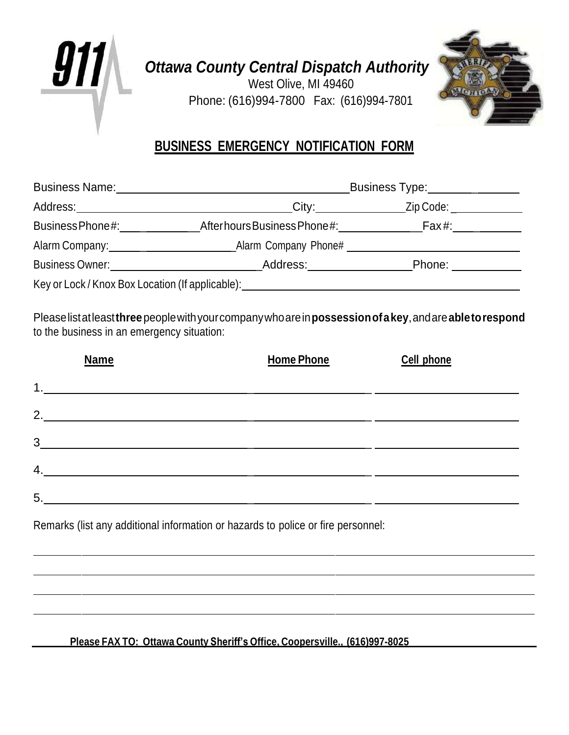*Ottawa County Central Dispatch Authority*
West Olive, MI 49460
Phone: (616)994-7800 Fax: (616)994-7801

## BUSINESS EMERGENCY NOTIFICATION FORM

Business Name:______________________________ Business Type:______________

Address:______________________________ City:______________ Zip Code: ____________

Business Phone#:____________ Afterhours Business Phone#:______________ Fax #:____________

Alarm Company:______________________ Alarm Company Phone# ______________________

Business Owner:______________________ Address:________________ Phone: ____________

Key or Lock / Knox Box Location (If applicable):______________________________________

Please list at least **three** people with your company who are in **possession of a key**, and are **able to respond** to the business in an emergency situation:

| | Name | Home Phone | Cell phone |
|---|---|---|---|
| 1. | | | |
| 2. | | | |
| 3 | | | |
| 4. | | | |
| 5. | | | |

Remarks (list any additional information or hazards to police or fire personnel:

______________________________________________________________________

______________________________________________________________________

______________________________________________________________________

______________________________________________________________________

**Please FAX TO: Ottawa County Sheriff's Office, Coopersville., (616)997-8025**